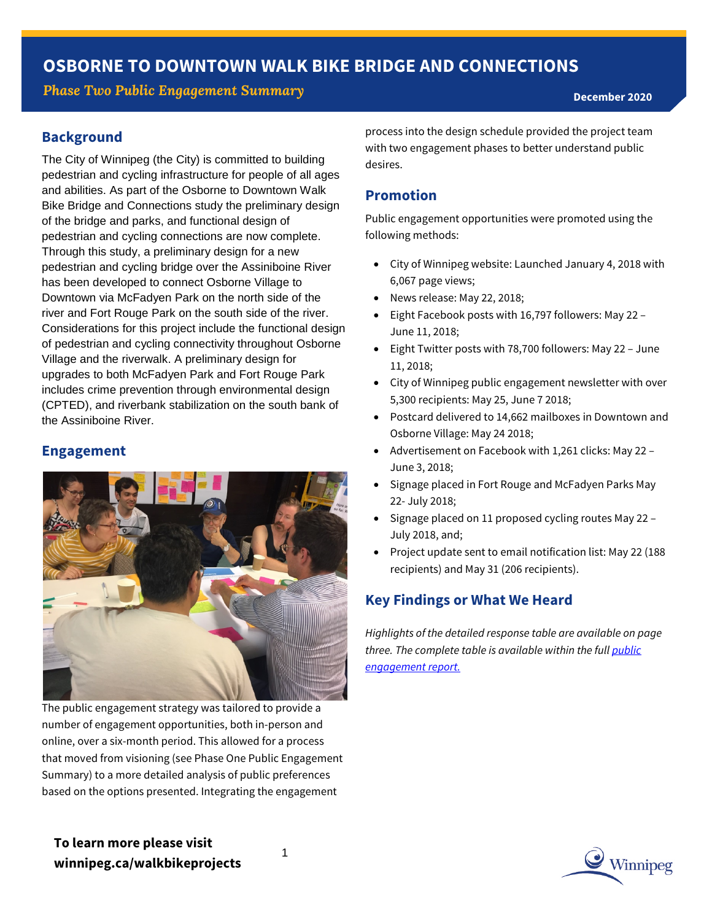# OSBORNE TO DOWNTOWN WALK BIKE BRIDGE AND CONNECTIONS

*Phase Two Public Engagement Summary*

December 2020

## Background

The City of Winnipeg (the City) is committed to building pedestrian and cycling infrastructure for people of all ages and abilities. As part of the Osborne to Downtown Walk Bike Bridge and Connections study the preliminary design of the bridge and parks, and functional design of pedestrian and cycling connections are now complete. Through this study, a preliminary design for a new pedestrian and cycling bridge over the Assiniboine River has been developed to connect Osborne Village to Downtown via McFadyen Park on the north side of the river and Fort Rouge Park on the south side of the river. Considerations for this project include the functional design of pedestrian and cycling connectivity throughout Osborne Village and the riverwalk. A preliminary design for upgrades to both McFadyen Park and Fort Rouge Park includes crime prevention through environmental design (CPTED), and riverbank stabilization on the south bank of the Assiniboine River.

## Engagement

The public engagement strategy was tailored to provide a number of engagement opportunities, both in-person and online, over a six-month period. This allowed for a process that moved from visioning (see Phase One Public Engagement Summary) to a more detailed analysis of public preferences based on the options presented. Integrating the engagement process into the design schedule provided the project team with two engagement phases to better understand public desires.

## Promotion

Public engagement opportunities were promoted using the following methods:

- City of Winnipeg website: Launched January 4, 2018 with 6,067 page views;
- News release: May 22, 2018;
- Eight Facebook posts with 16,797 followers: May 22 – June 11, 2018;
- Eight Twitter posts with 78,700 followers: May 22 – June 11, 2018;
- City of Winnipeg public engagement newsletter with over 5,300 recipients: May 25, June 7 2018;
- Postcard delivered to 14,662 mailboxes in Downtown and Osborne Village: May 24 2018;
- Advertisement on Facebook with 1,261 clicks: May 22 – June 3, 2018;
- Signage placed in Fort Rouge and McFadyen Parks May 22- July 2018;
- Signage placed on 11 proposed cycling routes May 22 – July 2018, and;
- Project update sent to email notification list: May 22 (188 recipients) and May 31 (206 recipients).

## Key Findings or What We Heard

*Highlights of the detailed response table are available on page three. The complete table is available within the full public engagement report.*

**To learn more please visit winnipeg.ca/walkbikeprojects**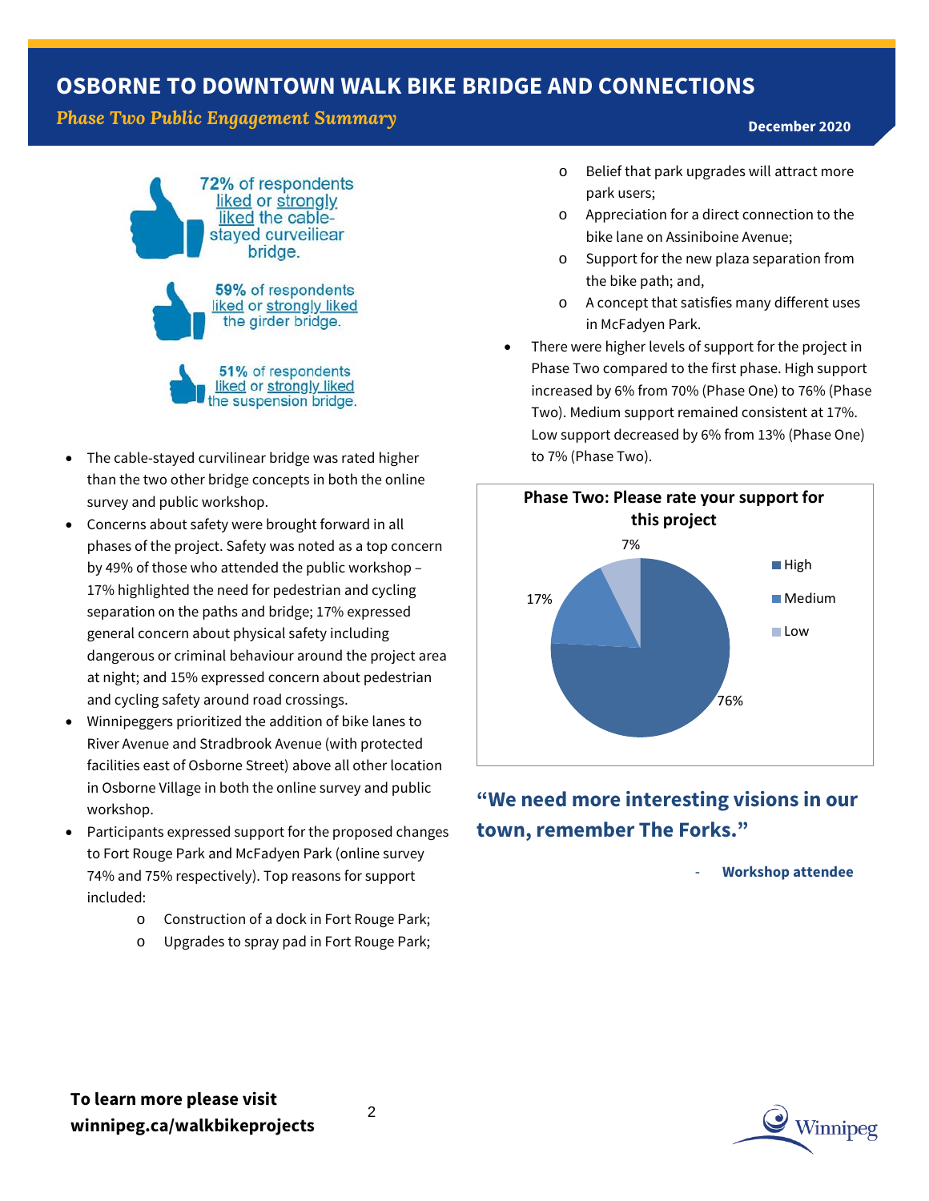# OSBORNE TO DOWNTOWN WALK BIKE BRIDGE AND CONNECTIONS

*Phase Two Public Engagement Summary*

**December 2020**

**72%** of respondents liked or strongly liked the cable-stayed curveiliear bridge.

**59%** of respondents liked or strongly liked the girder bridge.

**51%** of respondents liked or strongly liked the suspension bridge.

- The cable-stayed curvilinear bridge was rated higher than the two other bridge concepts in both the online survey and public workshop.
- Concerns about safety were brought forward in all phases of the project. Safety was noted as a top concern by 49% of those who attended the public workshop – 17% highlighted the need for pedestrian and cycling separation on the paths and bridge; 17% expressed general concern about physical safety including dangerous or criminal behaviour around the project area at night; and 15% expressed concern about pedestrian and cycling safety around road crossings.
- Winnipeggers prioritized the addition of bike lanes to River Avenue and Stradbrook Avenue (with protected facilities east of Osborne Street) above all other location in Osborne Village in both the online survey and public workshop.
- Participants expressed support for the proposed changes to Fort Rouge Park and McFadyen Park (online survey 74% and 75% respectively). Top reasons for support included:
    - Construction of a dock in Fort Rouge Park;
    - Upgrades to spray pad in Fort Rouge Park;
    - Belief that park upgrades will attract more park users;
    - Appreciation for a direct connection to the bike lane on Assiniboine Avenue;
    - Support for the new plaza separation from the bike path; and,
    - A concept that satisfies many different uses in McFadyen Park.
- There were higher levels of support for the project in Phase Two compared to the first phase. High support increased by 6% from 70% (Phase One) to 76% (Phase Two). Medium support remained consistent at 17%. Low support decreased by 6% from 13% (Phase One) to 7% (Phase Two).

**Phase Two: Please rate your support for this project**

High
Medium
Low
76%
17%
7%

## "We need more interesting visions in our town, remember The Forks."

- **Workshop attendee**

**To learn more please visit winnipeg.ca/walkbikeprojects**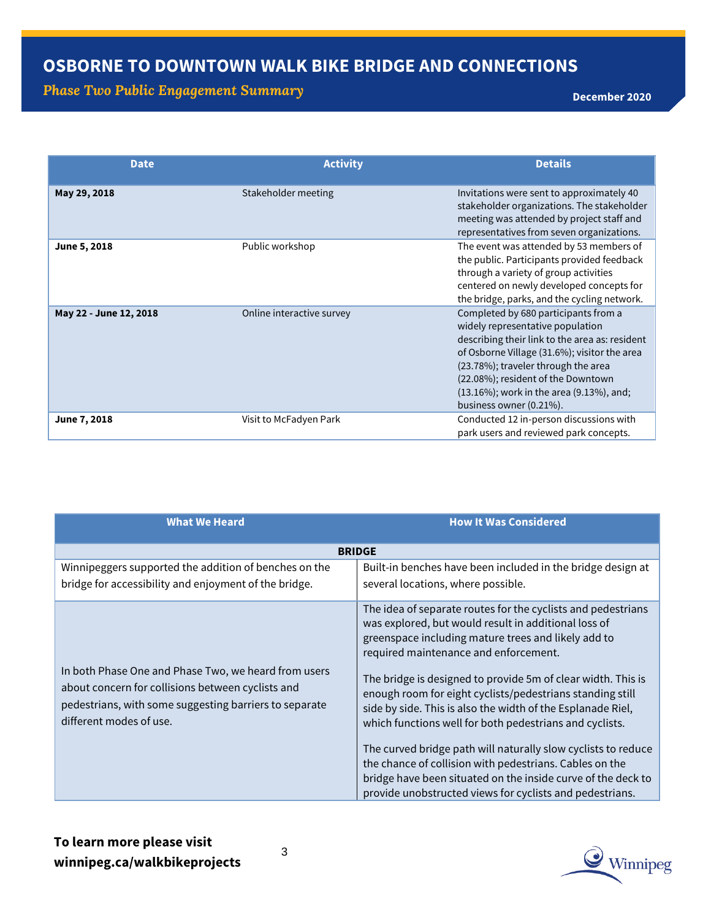| Date | Activity | Details |
|---|---|---|
| **May 29, 2018** | Stakeholder meeting | Invitations were sent to approximately 40 stakeholder organizations. The stakeholder meeting was attended by project staff and representatives from seven organizations. |
| **June 5, 2018** | Public workshop | The event was attended by 53 members of the public. Participants provided feedback through a variety of group activities centered on newly developed concepts for the bridge, parks, and the cycling network. |
| **May 22 - June 12, 2018** | Online interactive survey | Completed by 680 participants from a widely representative population describing their link to the area as: resident of Osborne Village (31.6%); visitor the area (23.78%); traveler through the area (22.08%); resident of the Downtown (13.16%); work in the area (9.13%), and; business owner (0.21%). |
| **June 7, 2018** | Visit to McFadyen Park | Conducted 12 in-person discussions with park users and reviewed park concepts. |

| What We Heard | How It Was Considered |
|---|---|
| **BRIDGE** | |
| Winnipeggers supported the addition of benches on the bridge for accessibility and enjoyment of the bridge. | Built-in benches have been included in the bridge design at several locations, where possible. |
| In both Phase One and Phase Two, we heard from users about concern for collisions between cyclists and pedestrians, with some suggesting barriers to separate different modes of use. | The idea of separate routes for the cyclists and pedestrians was explored, but would result in additional loss of greenspace including mature trees and likely add to required maintenance and enforcement.<br><br>The bridge is designed to provide 5m of clear width. This is enough room for eight cyclists/pedestrians standing still side by side. This is also the width of the Esplanade Riel, which functions well for both pedestrians and cyclists.<br><br>The curved bridge path will naturally slow cyclists to reduce the chance of collision with pedestrians. Cables on the bridge have been situated on the inside curve of the deck to provide unobstructed views for cyclists and pedestrians. |

**To learn more please visit winnipeg.ca/walkbikeprojects**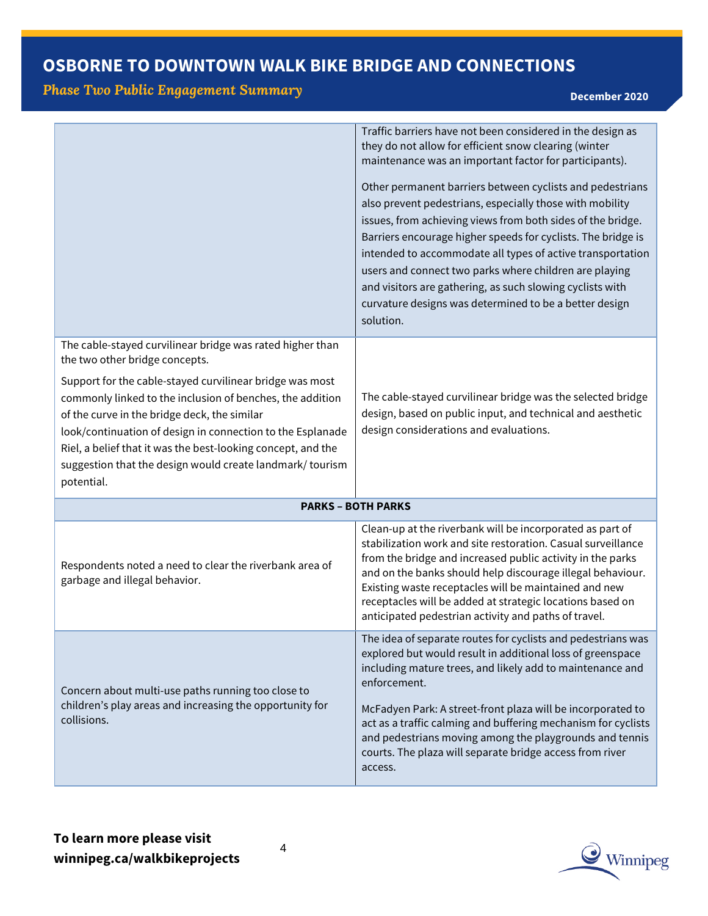| | |
|---|---|
| | Traffic barriers have not been considered in the design as they do not allow for efficient snow clearing (winter maintenance was an important factor for participants).<br><br>Other permanent barriers between cyclists and pedestrians also prevent pedestrians, especially those with mobility issues, from achieving views from both sides of the bridge. Barriers encourage higher speeds for cyclists. The bridge is intended to accommodate all types of active transportation users and connect two parks where children are playing and visitors are gathering, as such slowing cyclists with curvature designs was determined to be a better design solution. |
| The cable-stayed curvilinear bridge was rated higher than the two other bridge concepts.<br><br>Support for the cable-stayed curvilinear bridge was most commonly linked to the inclusion of benches, the addition of the curve in the bridge deck, the similar look/continuation of design in connection to the Esplanade Riel, a belief that it was the best-looking concept, and the suggestion that the design would create landmark/ tourism potential. | The cable-stayed curvilinear bridge was the selected bridge design, based on public input, and technical and aesthetic design considerations and evaluations. |
| **PARKS – BOTH PARKS** | |
| Respondents noted a need to clear the riverbank area of garbage and illegal behavior. | Clean-up at the riverbank will be incorporated as part of stabilization work and site restoration. Casual surveillance from the bridge and increased public activity in the parks and on the banks should help discourage illegal behaviour. Existing waste receptacles will be maintained and new receptacles will be added at strategic locations based on anticipated pedestrian activity and paths of travel. |
| Concern about multi-use paths running too close to children's play areas and increasing the opportunity for collisions. | The idea of separate routes for cyclists and pedestrians was explored but would result in additional loss of greenspace including mature trees, and likely add to maintenance and enforcement.<br><br>McFadyen Park: A street-front plaza will be incorporated to act as a traffic calming and buffering mechanism for cyclists and pedestrians moving among the playgrounds and tennis courts. The plaza will separate bridge access from river access. |

**To learn more please visit winnipeg.ca/walkbikeprojects**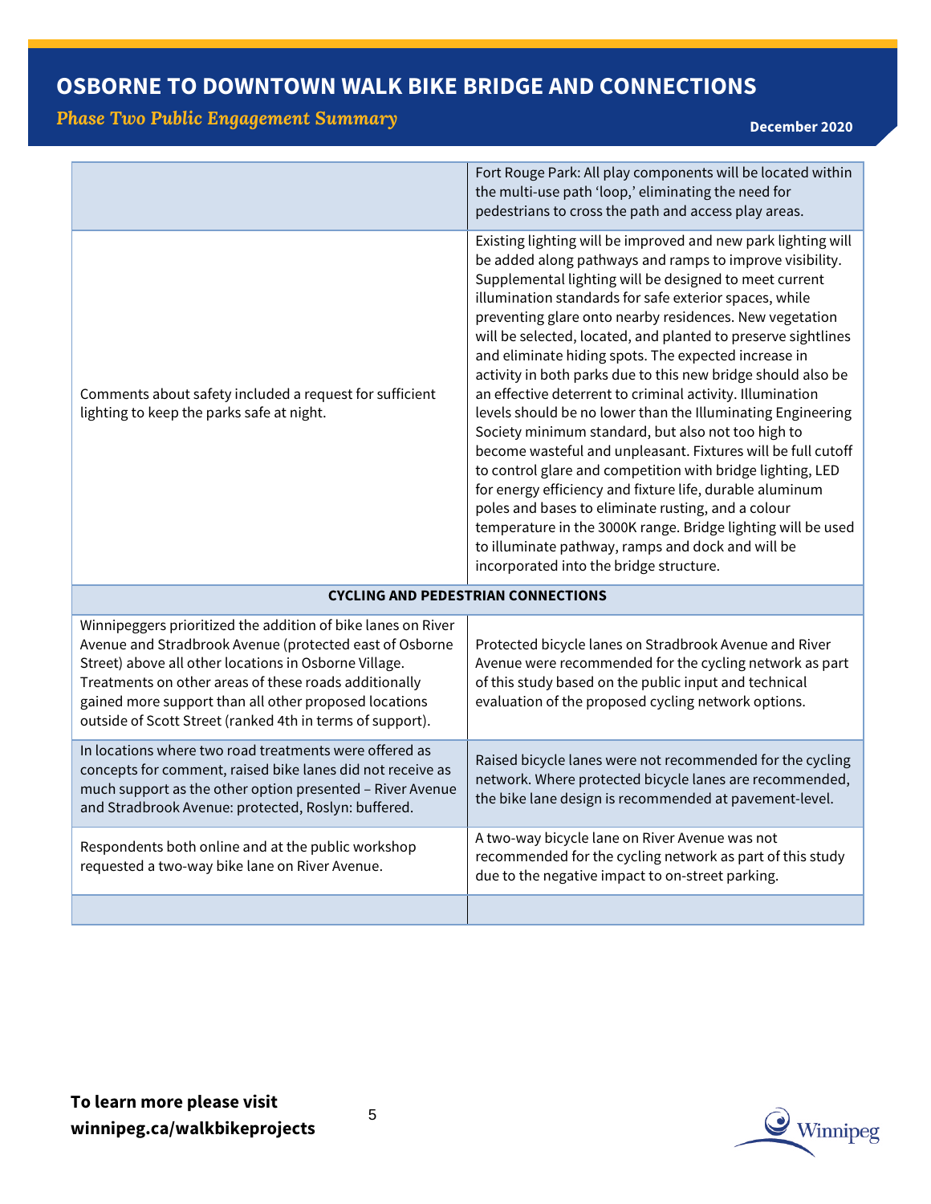| | |
|---|---|
| | Fort Rouge Park: All play components will be located within the multi-use path 'loop,' eliminating the need for pedestrians to cross the path and access play areas. |
| Comments about safety included a request for sufficient lighting to keep the parks safe at night. | Existing lighting will be improved and new park lighting will be added along pathways and ramps to improve visibility. Supplemental lighting will be designed to meet current illumination standards for safe exterior spaces, while preventing glare onto nearby residences. New vegetation will be selected, located, and planted to preserve sightlines and eliminate hiding spots. The expected increase in activity in both parks due to this new bridge should also be an effective deterrent to criminal activity. Illumination levels should be no lower than the Illuminating Engineering Society minimum standard, but also not too high to become wasteful and unpleasant. Fixtures will be full cutoff to control glare and competition with bridge lighting, LED for energy efficiency and fixture life, durable aluminum poles and bases to eliminate rusting, and a colour temperature in the 3000K range. Bridge lighting will be used to illuminate pathway, ramps and dock and will be incorporated into the bridge structure. |
| **CYCLING AND PEDESTRIAN CONNECTIONS** | |
| Winnipeggers prioritized the addition of bike lanes on River Avenue and Stradbrook Avenue (protected east of Osborne Street) above all other locations in Osborne Village. Treatments on other areas of these roads additionally gained more support than all other proposed locations outside of Scott Street (ranked 4th in terms of support). | Protected bicycle lanes on Stradbrook Avenue and River Avenue were recommended for the cycling network as part of this study based on the public input and technical evaluation of the proposed cycling network options. |
| In locations where two road treatments were offered as concepts for comment, raised bike lanes did not receive as much support as the other option presented – River Avenue and Stradbrook Avenue: protected, Roslyn: buffered. | Raised bicycle lanes were not recommended for the cycling network. Where protected bicycle lanes are recommended, the bike lane design is recommended at pavement-level. |
| Respondents both online and at the public workshop requested a two-way bike lane on River Avenue. | A two-way bicycle lane on River Avenue was not recommended for the cycling network as part of this study due to the negative impact to on-street parking. |
| | |

**To learn more please visit winnipeg.ca/walkbikeprojects**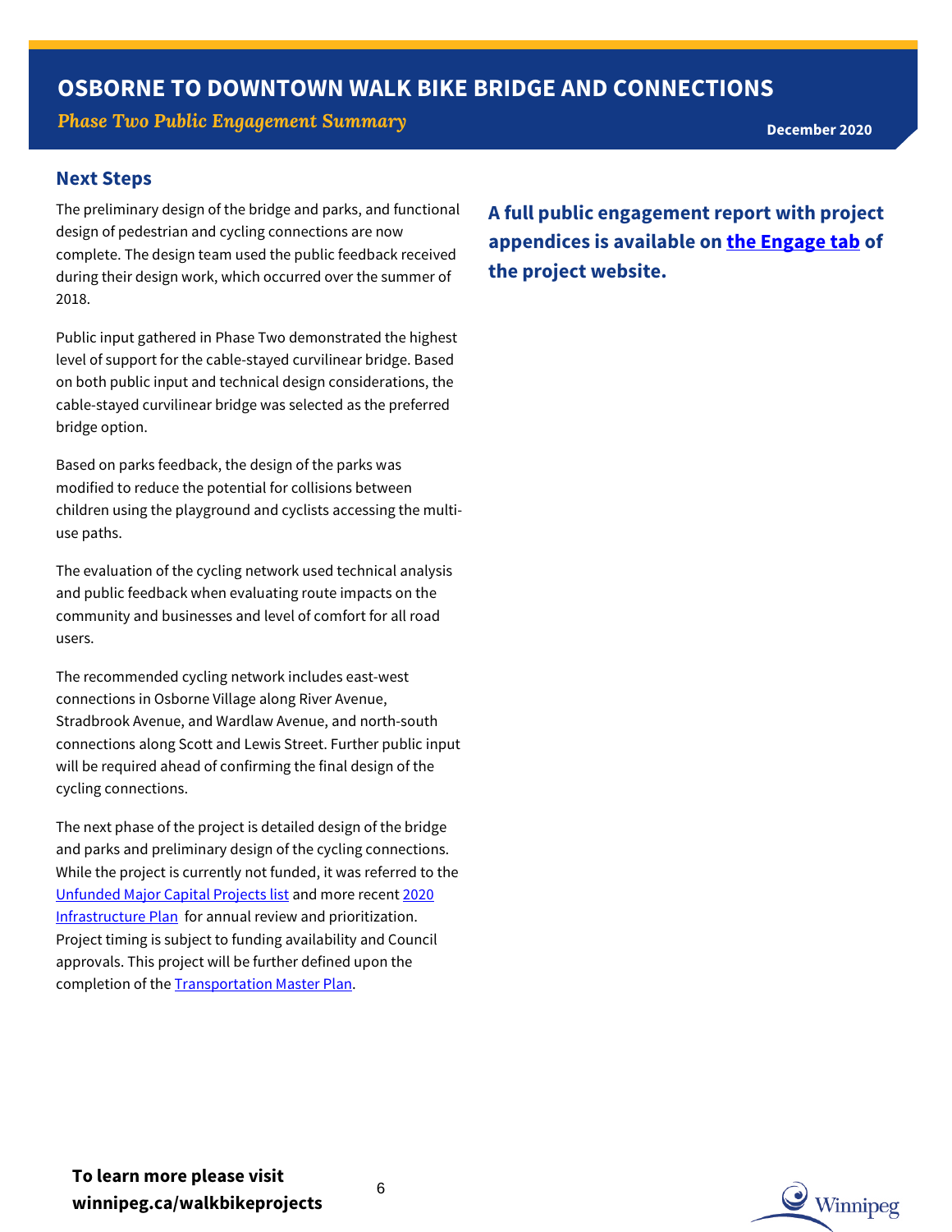## Next Steps

The preliminary design of the bridge and parks, and functional design of pedestrian and cycling connections are now complete. The design team used the public feedback received during their design work, which occurred over the summer of 2018.

Public input gathered in Phase Two demonstrated the highest level of support for the cable-stayed curvilinear bridge. Based on both public input and technical design considerations, the cable-stayed curvilinear bridge was selected as the preferred bridge option.

Based on parks feedback, the design of the parks was modified to reduce the potential for collisions between children using the playground and cyclists accessing the multi-use paths.

The evaluation of the cycling network used technical analysis and public feedback when evaluating route impacts on the community and businesses and level of comfort for all road users.

The recommended cycling network includes east-west connections in Osborne Village along River Avenue, Stradbrook Avenue, and Wardlaw Avenue, and north-south connections along Scott and Lewis Street. Further public input will be required ahead of confirming the final design of the cycling connections.

The next phase of the project is detailed design of the bridge and parks and preliminary design of the cycling connections. While the project is currently not funded, it was referred to the Unfunded Major Capital Projects list and more recent 2020 Infrastructure Plan for annual review and prioritization. Project timing is subject to funding availability and Council approvals. This project will be further defined upon the completion of the Transportation Master Plan.

**A full public engagement report with project appendices is available on the Engage tab of the project website.**

**To learn more please visit winnipeg.ca/walkbikeprojects**